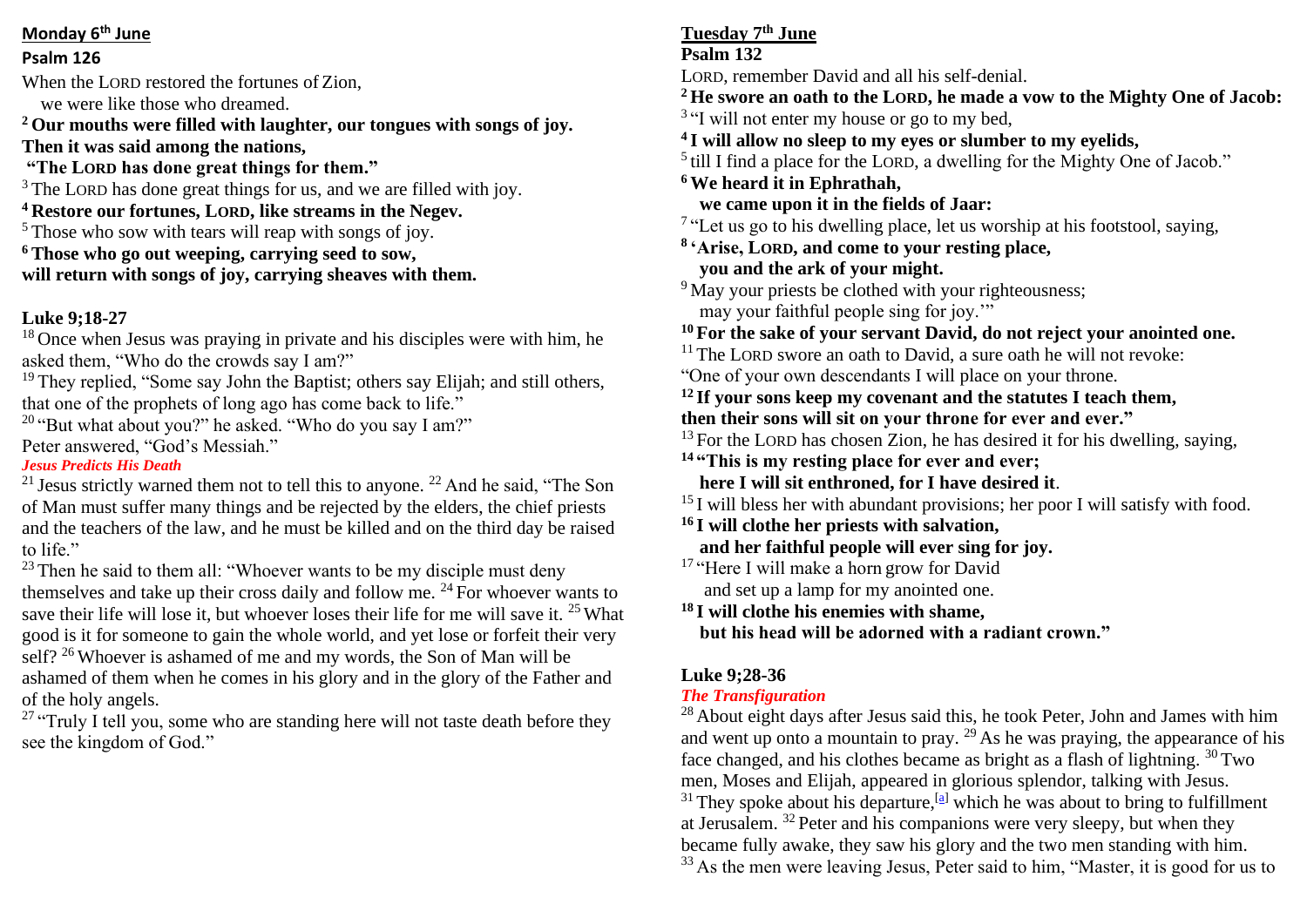## Monday 6th June

### Psalm 126

When the LORD restored the fortunes of Zion,
we were like those who dreamed.

**2 Our mouths were filled with laughter, our tongues with songs of joy.**
**Then it was said among the nations,**
**"The LORD has done great things for them."**

3 The LORD has done great things for us, and we are filled with joy.

**4 Restore our fortunes, LORD, like streams in the Negev.**

5 Those who sow with tears will reap with songs of joy.

**6 Those who go out weeping, carrying seed to sow,**
**will return with songs of joy, carrying sheaves with them.**

### Luke 9;18-27

18 Once when Jesus was praying in private and his disciples were with him, he asked them, "Who do the crowds say I am?"

19 They replied, "Some say John the Baptist; others say Elijah; and still others, that one of the prophets of long ago has come back to life."

20 "But what about you?" he asked. "Who do you say I am?"

Peter answered, "God's Messiah."

***Jesus Predicts His Death***

21 Jesus strictly warned them not to tell this to anyone. 22 And he said, "The Son of Man must suffer many things and be rejected by the elders, the chief priests and the teachers of the law, and he must be killed and on the third day be raised to life."

23 Then he said to them all: "Whoever wants to be my disciple must deny themselves and take up their cross daily and follow me. 24 For whoever wants to save their life will lose it, but whoever loses their life for me will save it. 25 What good is it for someone to gain the whole world, and yet lose or forfeit their very self? 26 Whoever is ashamed of me and my words, the Son of Man will be ashamed of them when he comes in his glory and in the glory of the Father and of the holy angels.

27 "Truly I tell you, some who are standing here will not taste death before they see the kingdom of God."

## Tuesday 7th June

### Psalm 132

LORD, remember David and all his self-denial.

**2 He swore an oath to the LORD, he made a vow to the Mighty One of Jacob:**

3 "I will not enter my house or go to my bed,

**4 I will allow no sleep to my eyes or slumber to my eyelids,**

5 till I find a place for the LORD, a dwelling for the Mighty One of Jacob."

**6 We heard it in Ephrathah,**
**we came upon it in the fields of Jaar:**

7 "Let us go to his dwelling place, let us worship at his footstool, saying,

**8 'Arise, LORD, and come to your resting place,**
**you and the ark of your might.**

9 May your priests be clothed with your righteousness;
may your faithful people sing for joy.'"

**10 For the sake of your servant David, do not reject your anointed one.**

11 The LORD swore an oath to David, a sure oath he will not revoke:
"One of your own descendants I will place on your throne.

**12 If your sons keep my covenant and the statutes I teach them,**
**then their sons will sit on your throne for ever and ever."**

13 For the LORD has chosen Zion, he has desired it for his dwelling, saying,

**14 "This is my resting place for ever and ever;**
**here I will sit enthroned, for I have desired it.**

15 I will bless her with abundant provisions; her poor I will satisfy with food.

**16 I will clothe her priests with salvation,**
**and her faithful people will ever sing for joy.**

17 "Here I will make a horn grow for David
and set up a lamp for my anointed one.

**18 I will clothe his enemies with shame,**
**but his head will be adorned with a radiant crown."**

### Luke 9;28-36

***The Transfiguration***

28 About eight days after Jesus said this, he took Peter, John and James with him and went up onto a mountain to pray. 29 As he was praying, the appearance of his face changed, and his clothes became as bright as a flash of lightning. 30 Two men, Moses and Elijah, appeared in glorious splendor, talking with Jesus. 31 They spoke about his departure,[a] which he was about to bring to fulfillment at Jerusalem. 32 Peter and his companions were very sleepy, but when they became fully awake, they saw his glory and the two men standing with him. 33 As the men were leaving Jesus, Peter said to him, "Master, it is good for us to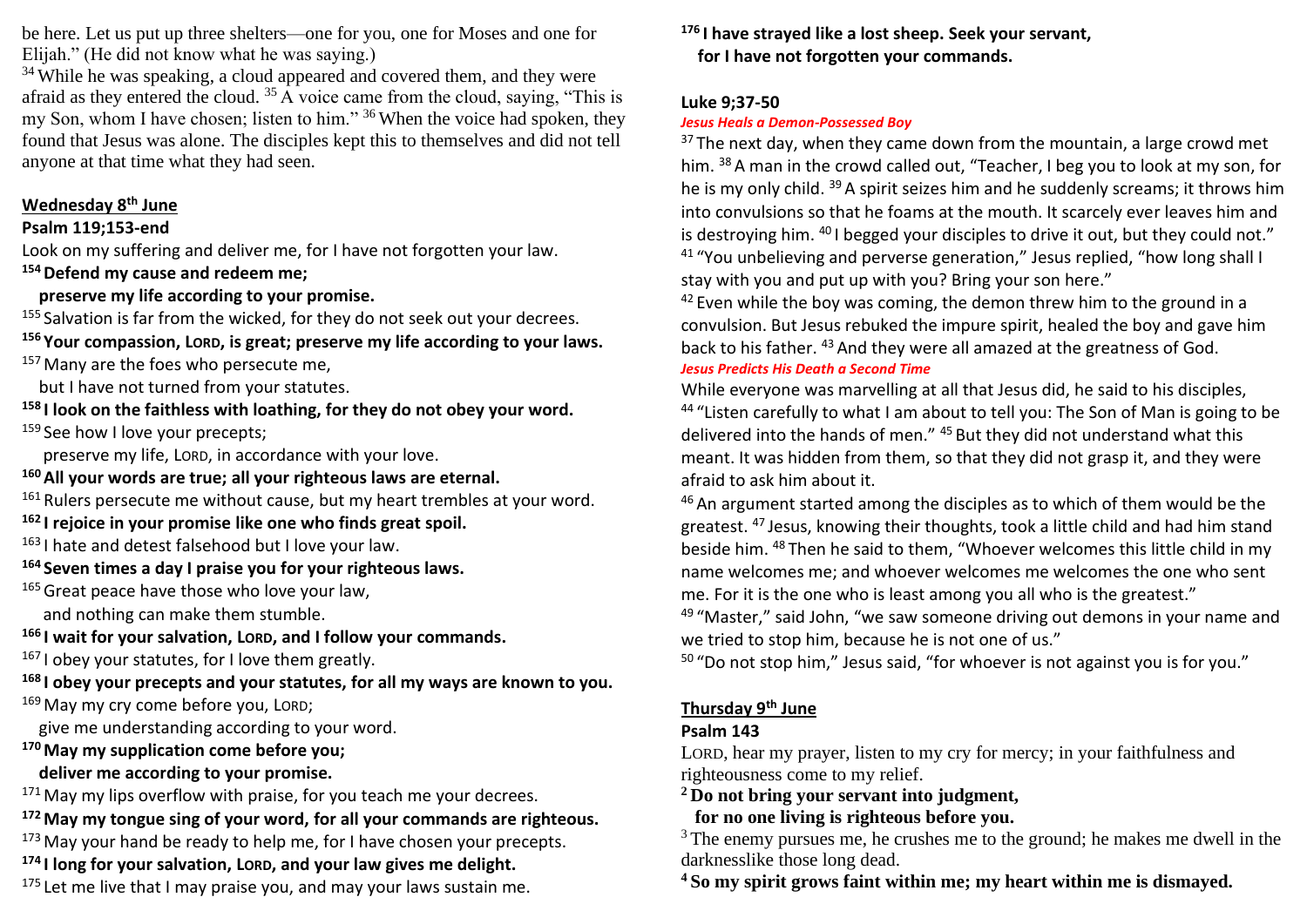be here. Let us put up three shelters—one for you, one for Moses and one for Elijah." (He did not know what he was saying.)

[34] While he was speaking, a cloud appeared and covered them, and they were afraid as they entered the cloud. [35] A voice came from the cloud, saying, "This is my Son, whom I have chosen; listen to him." [36] When the voice had spoken, they found that Jesus was alone. The disciples kept this to themselves and did not tell anyone at that time what they had seen.

## Wednesday 8th June

**Psalm 119;153-end**

Look on my suffering and deliver me, for I have not forgotten your law.

**[154] Defend my cause and redeem me;**
**preserve my life according to your promise.**

[155] Salvation is far from the wicked, for they do not seek out your decrees.

**[156] Your compassion, LORD, is great; preserve my life according to your laws.**

[157] Many are the foes who persecute me,
but I have not turned from your statutes.

**[158] I look on the faithless with loathing, for they do not obey your word.**

[159] See how I love your precepts;
preserve my life, LORD, in accordance with your love.

**[160] All your words are true; all your righteous laws are eternal.**

[161] Rulers persecute me without cause, but my heart trembles at your word.

**[162] I rejoice in your promise like one who finds great spoil.**

[163] I hate and detest falsehood but I love your law.

**[164] Seven times a day I praise you for your righteous laws.**

[165] Great peace have those who love your law,
and nothing can make them stumble.

**[166] I wait for your salvation, LORD, and I follow your commands.**

[167] I obey your statutes, for I love them greatly.

**[168] I obey your precepts and your statutes, for all my ways are known to you.**

[169] May my cry come before you, LORD;
give me understanding according to your word.

**[170] May my supplication come before you;**
**deliver me according to your promise.**

[171] May my lips overflow with praise, for you teach me your decrees.

**[172] May my tongue sing of your word, for all your commands are righteous.**

[173] May your hand be ready to help me, for I have chosen your precepts.

**[174] I long for your salvation, LORD, and your law gives me delight.**

[175] Let me live that I may praise you, and may your laws sustain me.

**[176] I have strayed like a lost sheep. Seek your servant,**
**for I have not forgotten your commands.**

**Luke 9;37-50**

***Jesus Heals a Demon-Possessed Boy***

[37] The next day, when they came down from the mountain, a large crowd met him. [38] A man in the crowd called out, "Teacher, I beg you to look at my son, for he is my only child. [39] A spirit seizes him and he suddenly screams; it throws him into convulsions so that he foams at the mouth. It scarcely ever leaves him and is destroying him. [40] I begged your disciples to drive it out, but they could not."
[41] "You unbelieving and perverse generation," Jesus replied, "how long shall I stay with you and put up with you? Bring your son here."
[42] Even while the boy was coming, the demon threw him to the ground in a convulsion. But Jesus rebuked the impure spirit, healed the boy and gave him back to his father. [43] And they were all amazed at the greatness of God.

***Jesus Predicts His Death a Second Time***

While everyone was marvelling at all that Jesus did, he said to his disciples, [44] "Listen carefully to what I am about to tell you: The Son of Man is going to be delivered into the hands of men." [45] But they did not understand what this meant. It was hidden from them, so that they did not grasp it, and they were afraid to ask him about it.

[46] An argument started among the disciples as to which of them would be the greatest. [47] Jesus, knowing their thoughts, took a little child and had him stand beside him. [48] Then he said to them, "Whoever welcomes this little child in my name welcomes me; and whoever welcomes me welcomes the one who sent me. For it is the one who is least among you all who is the greatest."
[49] "Master," said John, "we saw someone driving out demons in your name and we tried to stop him, because he is not one of us."
[50] "Do not stop him," Jesus said, "for whoever is not against you is for you."

## Thursday 9th June

**Psalm 143**

LORD, hear my prayer, listen to my cry for mercy; in your faithfulness and righteousness come to my relief.

**[2] Do not bring your servant into judgment,**
**for no one living is righteous before you.**

[3] The enemy pursues me, he crushes me to the ground; he makes me dwell in the darknesslike those long dead.

**[4] So my spirit grows faint within me; my heart within me is dismayed.**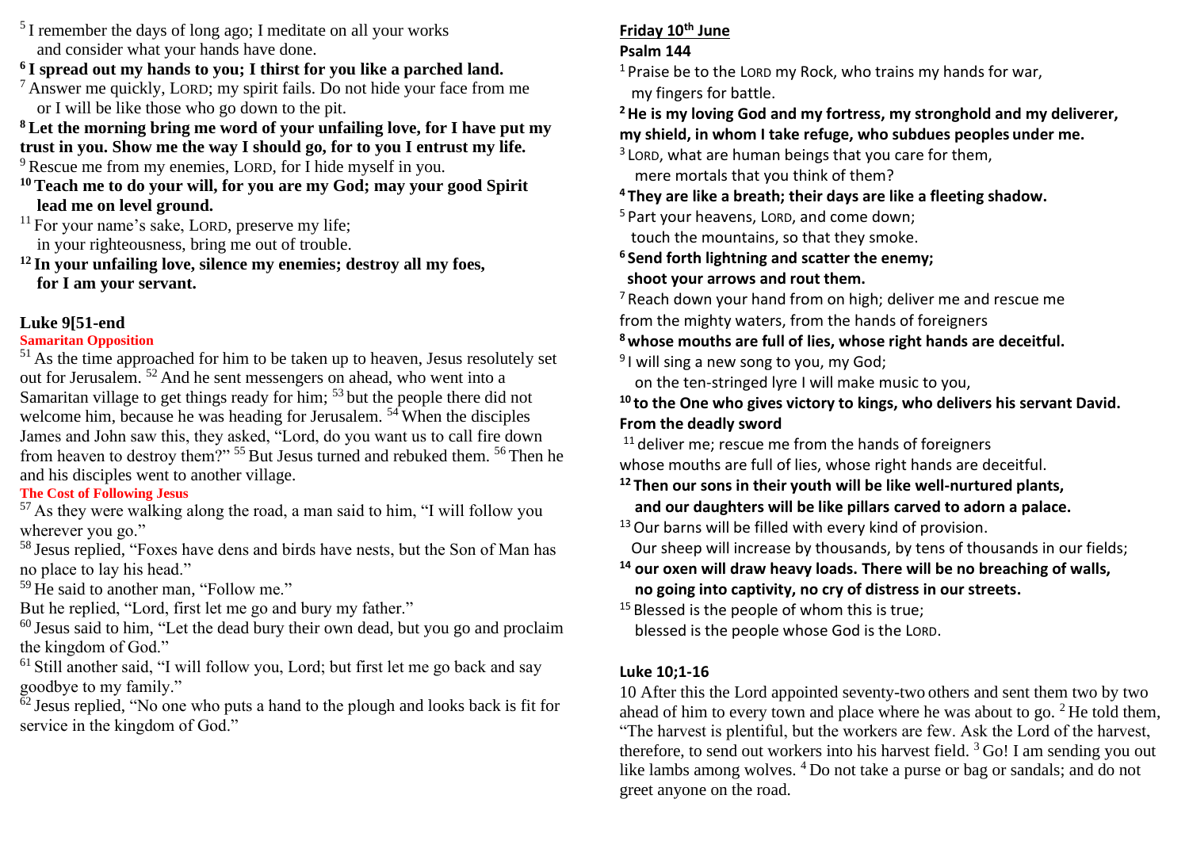[5] I remember the days of long ago; I meditate on all your works
and consider what your hands have done.

**[6] I spread out my hands to you; I thirst for you like a parched land.**

[7] Answer me quickly, LORD; my spirit fails. Do not hide your face from me
or I will be like those who go down to the pit.

**[8] Let the morning bring me word of your unfailing love, for I have put my trust in you. Show me the way I should go, for to you I entrust my life.**

[9] Rescue me from my enemies, LORD, for I hide myself in you.

**[10] Teach me to do your will, for you are my God; may your good Spirit lead me on level ground.**

[11] For your name's sake, LORD, preserve my life;
in your righteousness, bring me out of trouble.

**[12] In your unfailing love, silence my enemies; destroy all my foes, for I am your servant.**

## Luke 9[51-end

**Samaritan Opposition**

[51] As the time approached for him to be taken up to heaven, Jesus resolutely set out for Jerusalem. [52] And he sent messengers on ahead, who went into a Samaritan village to get things ready for him; [53] but the people there did not welcome him, because he was heading for Jerusalem. [54] When the disciples James and John saw this, they asked, "Lord, do you want us to call fire down from heaven to destroy them?" [55] But Jesus turned and rebuked them. [56] Then he and his disciples went to another village.

**The Cost of Following Jesus**

[57] As they were walking along the road, a man said to him, "I will follow you wherever you go."

[58] Jesus replied, "Foxes have dens and birds have nests, but the Son of Man has no place to lay his head."

[59] He said to another man, "Follow me."

But he replied, "Lord, first let me go and bury my father."

[60] Jesus said to him, "Let the dead bury their own dead, but you go and proclaim the kingdom of God."

[61] Still another said, "I will follow you, Lord; but first let me go back and say goodbye to my family."

[62] Jesus replied, "No one who puts a hand to the plough and looks back is fit for service in the kingdom of God."

**Friday 10th June**

**Psalm 144**

[1] Praise be to the LORD my Rock, who trains my hands for war,
my fingers for battle.

**[2] He is my loving God and my fortress, my stronghold and my deliverer, my shield, in whom I take refuge, who subdues peoples under me.**

[3] LORD, what are human beings that you care for them,
mere mortals that you think of them?

**[4] They are like a breath; their days are like a fleeting shadow.**

[5] Part your heavens, LORD, and come down;
touch the mountains, so that they smoke.

**[6] Send forth lightning and scatter the enemy;
shoot your arrows and rout them.**

[7] Reach down your hand from on high; deliver me and rescue me
from the mighty waters, from the hands of foreigners

**[8] whose mouths are full of lies, whose right hands are deceitful.**

[9] I will sing a new song to you, my God;
on the ten-stringed lyre I will make music to you,

**[10] to the One who gives victory to kings, who delivers his servant David.
From the deadly sword**

[11] deliver me; rescue me from the hands of foreigners
whose mouths are full of lies, whose right hands are deceitful.

**[12] Then our sons in their youth will be like well-nurtured plants,
and our daughters will be like pillars carved to adorn a palace.**

[13] Our barns will be filled with every kind of provision.
Our sheep will increase by thousands, by tens of thousands in our fields;

**[14] our oxen will draw heavy loads. There will be no breaching of walls,
no going into captivity, no cry of distress in our streets.**

[15] Blessed is the people of whom this is true;
blessed is the people whose God is the LORD.

**Luke 10;1-16**

10 After this the Lord appointed seventy-two others and sent them two by two ahead of him to every town and place where he was about to go. [2] He told them, "The harvest is plentiful, but the workers are few. Ask the Lord of the harvest, therefore, to send out workers into his harvest field. [3] Go! I am sending you out like lambs among wolves. [4] Do not take a purse or bag or sandals; and do not greet anyone on the road.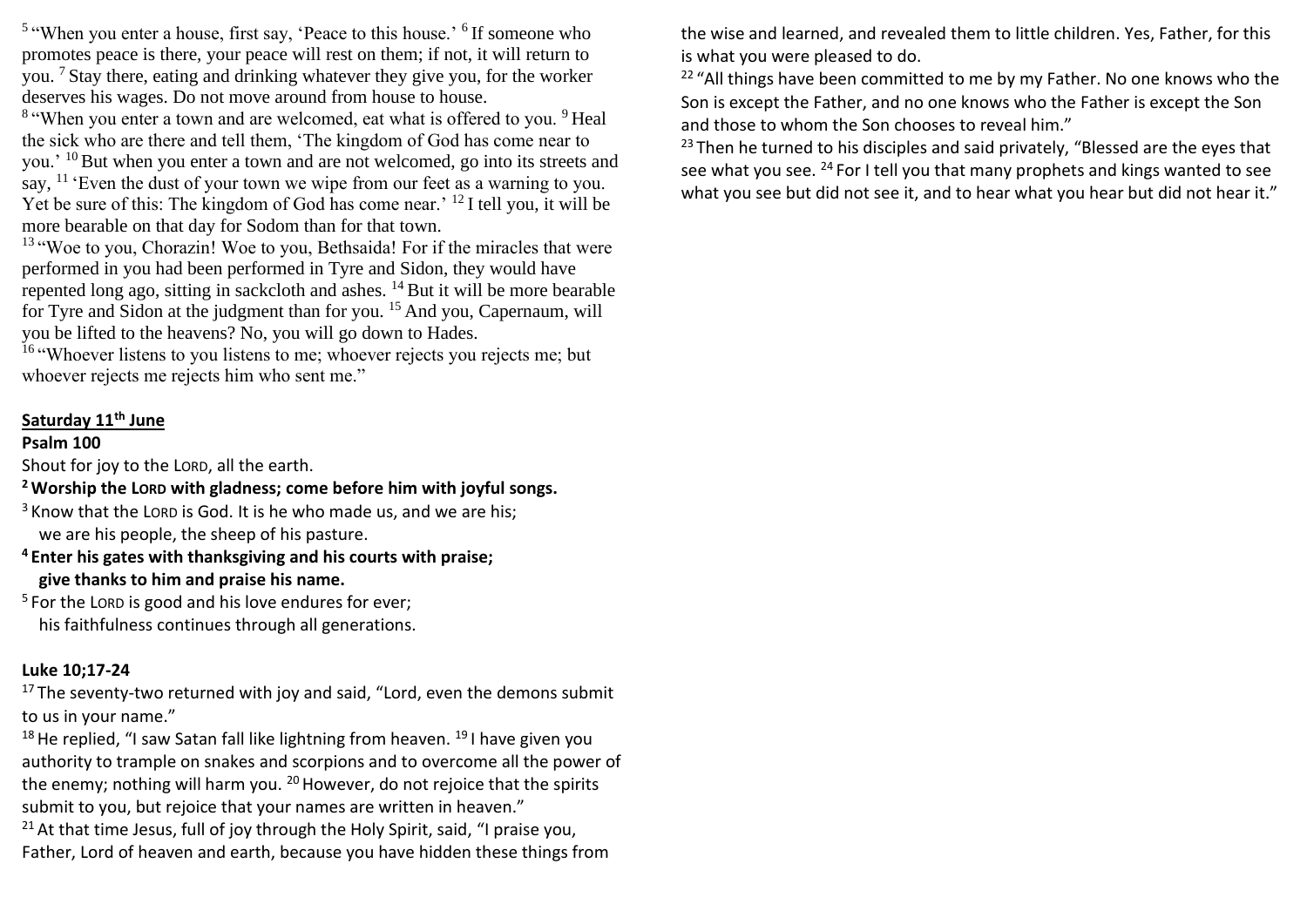[5] "When you enter a house, first say, 'Peace to this house.' [6] If someone who promotes peace is there, your peace will rest on them; if not, it will return to you. [7] Stay there, eating and drinking whatever they give you, for the worker deserves his wages. Do not move around from house to house.
[8] "When you enter a town and are welcomed, eat what is offered to you. [9] Heal the sick who are there and tell them, 'The kingdom of God has come near to you.' [10] But when you enter a town and are not welcomed, go into its streets and say, [11] 'Even the dust of your town we wipe from our feet as a warning to you. Yet be sure of this: The kingdom of God has come near.' [12] I tell you, it will be more bearable on that day for Sodom than for that town.
[13] "Woe to you, Chorazin! Woe to you, Bethsaida! For if the miracles that were performed in you had been performed in Tyre and Sidon, they would have repented long ago, sitting in sackcloth and ashes. [14] But it will be more bearable for Tyre and Sidon at the judgment than for you. [15] And you, Capernaum, will you be lifted to the heavens? No, you will go down to Hades.
[16] "Whoever listens to you listens to me; whoever rejects you rejects me; but whoever rejects me rejects him who sent me."

**Saturday 11th June**

**Psalm 100**

Shout for joy to the LORD, all the earth.
**[2] Worship the LORD with gladness; come before him with joyful songs.**
[3] Know that the LORD is God. It is he who made us, and we are his;
we are his people, the sheep of his pasture.
**[4] Enter his gates with thanksgiving and his courts with praise;**
**give thanks to him and praise his name.**
[5] For the LORD is good and his love endures for ever;
his faithfulness continues through all generations.

**Luke 10;17-24**

[17] The seventy-two returned with joy and said, "Lord, even the demons submit to us in your name."
[18] He replied, "I saw Satan fall like lightning from heaven. [19] I have given you authority to trample on snakes and scorpions and to overcome all the power of the enemy; nothing will harm you. [20] However, do not rejoice that the spirits submit to you, but rejoice that your names are written in heaven."
[21] At that time Jesus, full of joy through the Holy Spirit, said, "I praise you, Father, Lord of heaven and earth, because you have hidden these things from the wise and learned, and revealed them to little children. Yes, Father, for this is what you were pleased to do.
[22] "All things have been committed to me by my Father. No one knows who the Son is except the Father, and no one knows who the Father is except the Son and those to whom the Son chooses to reveal him."
[23] Then he turned to his disciples and said privately, "Blessed are the eyes that see what you see. [24] For I tell you that many prophets and kings wanted to see what you see but did not see it, and to hear what you hear but did not hear it."